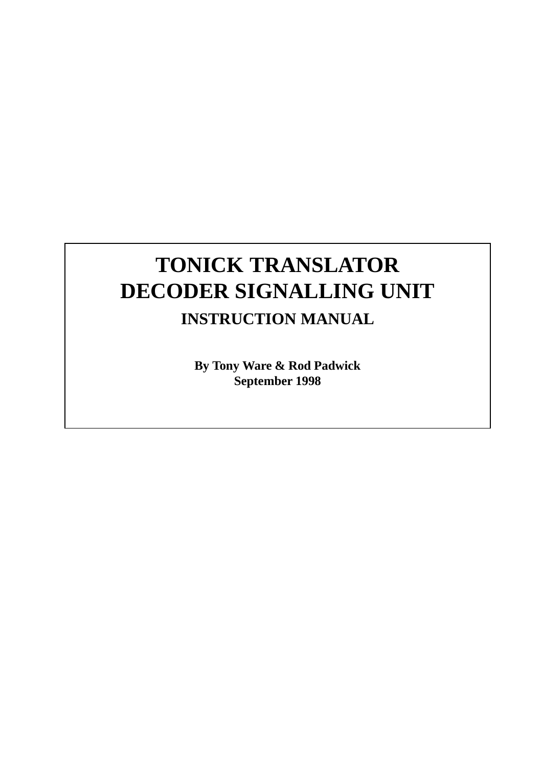# TONICK TRANSLATOR
# DECODER SIGNALLING UNIT

## INSTRUCTION MANUAL

**By Tony Ware & Rod Padwick**
**September 1998**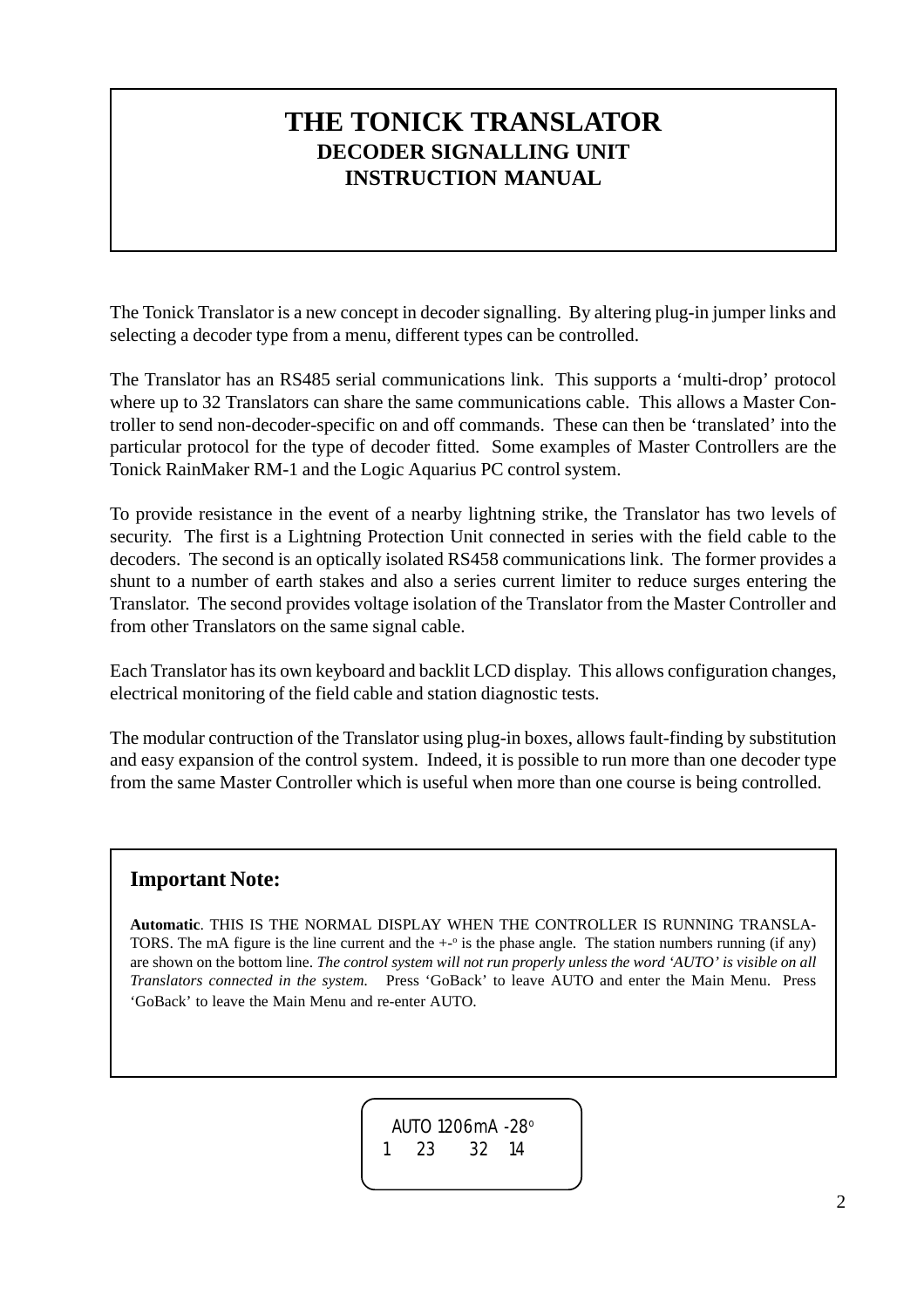# THE TONICK TRANSLATOR
## DECODER SIGNALLING UNIT
## INSTRUCTION MANUAL

The Tonick Translator is a new concept in decoder signalling. By altering plug-in jumper links and selecting a decoder type from a menu, different types can be controlled.

The Translator has an RS485 serial communications link. This supports a 'multi-drop' protocol where up to 32 Translators can share the same communications cable. This allows a Master Controller to send non-decoder-specific on and off commands. These can then be 'translated' into the particular protocol for the type of decoder fitted. Some examples of Master Controllers are the Tonick RainMaker RM-1 and the Logic Aquarius PC control system.

To provide resistance in the event of a nearby lightning strike, the Translator has two levels of security. The first is a Lightning Protection Unit connected in series with the field cable to the decoders. The second is an optically isolated RS458 communications link. The former provides a shunt to a number of earth stakes and also a series current limiter to reduce surges entering the Translator. The second provides voltage isolation of the Translator from the Master Controller and from other Translators on the same signal cable.

Each Translator has its own keyboard and backlit LCD display. This allows configuration changes, electrical monitoring of the field cable and station diagnostic tests.

The modular contruction of the Translator using plug-in boxes, allows fault-finding by substitution and easy expansion of the control system. Indeed, it is possible to run more than one decoder type from the same Master Controller which is useful when more than one course is being controlled.

### Important Note:

**Automatic**. THIS IS THE NORMAL DISPLAY WHEN THE CONTROLLER IS RUNNING TRANSLATORS. The mA figure is the line current and the +-° is the phase angle. The station numbers running (if any) are shown on the bottom line. *The control system will not run properly unless the word 'AUTO' is visible on all Translators connected in the system.* Press 'GoBack' to leave AUTO and enter the Main Menu. Press 'GoBack' to leave the Main Menu and re-enter AUTO.

```
 AUTO 1206mA -28°
1   23    32  14
```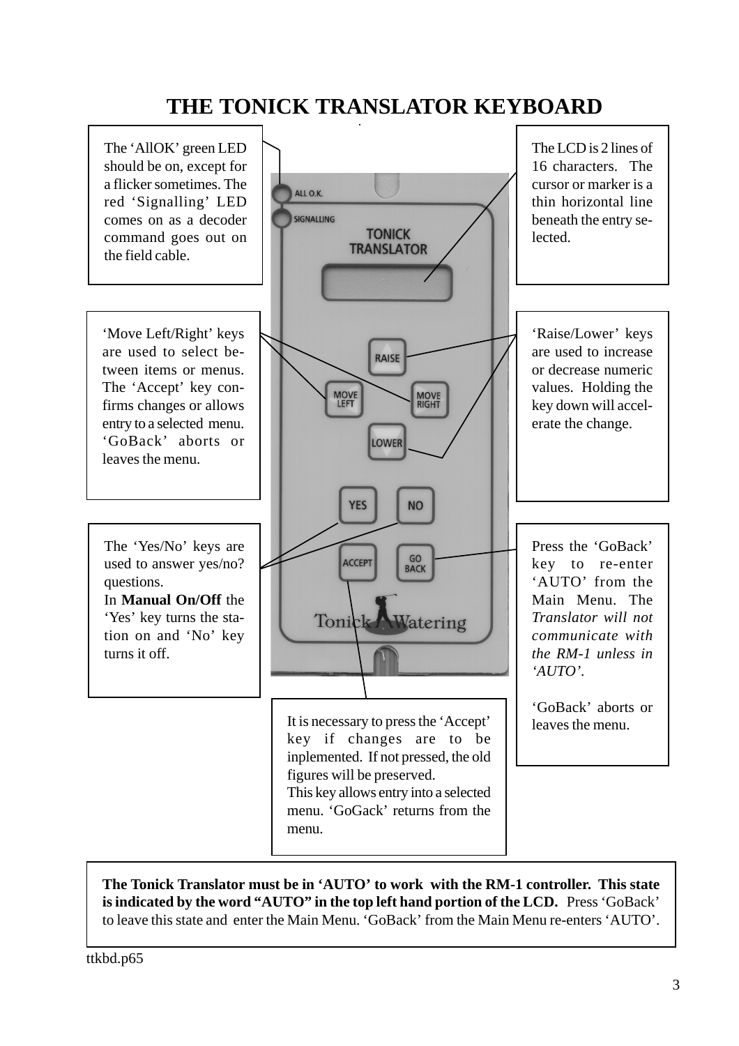# THE TONICK TRANSLATOR KEYBOARD

The 'AllOK' green LED should be on, except for a flicker sometimes. The red 'Signalling' LED comes on as a decoder command goes out on the field cable.

The LCD is 2 lines of 16 characters. The cursor or marker is a thin horizontal line beneath the entry selected.

'Move Left/Right' keys are used to select between items or menus. The 'Accept' key confirms changes or allows entry to a selected menu. 'GoBack' aborts or leaves the menu.

'Raise/Lower' keys are used to increase or decrease numeric values. Holding the key down will accelerate the change.

The 'Yes/No' keys are used to answer yes/no? questions.
In **Manual On/Off** the 'Yes' key turns the station on and 'No' key turns it off.

Press the 'GoBack' key to re-enter 'AUTO' from the Main Menu. The *Translator will not communicate with the RM-1 unless in 'AUTO'.*

'GoBack' aborts or leaves the menu.

It is necessary to press the 'Accept' key if changes are to be inplemented. If not pressed, the old figures will be preserved.
This key allows entry into a selected menu. 'GoGack' returns from the menu.

**The Tonick Translator must be in 'AUTO' to work with the RM-1 controller. This state is indicated by the word "AUTO" in the top left hand portion of the LCD.** Press 'GoBack' to leave this state and enter the Main Menu. 'GoBack' from the Main Menu re-enters 'AUTO'.

ttkbd.p65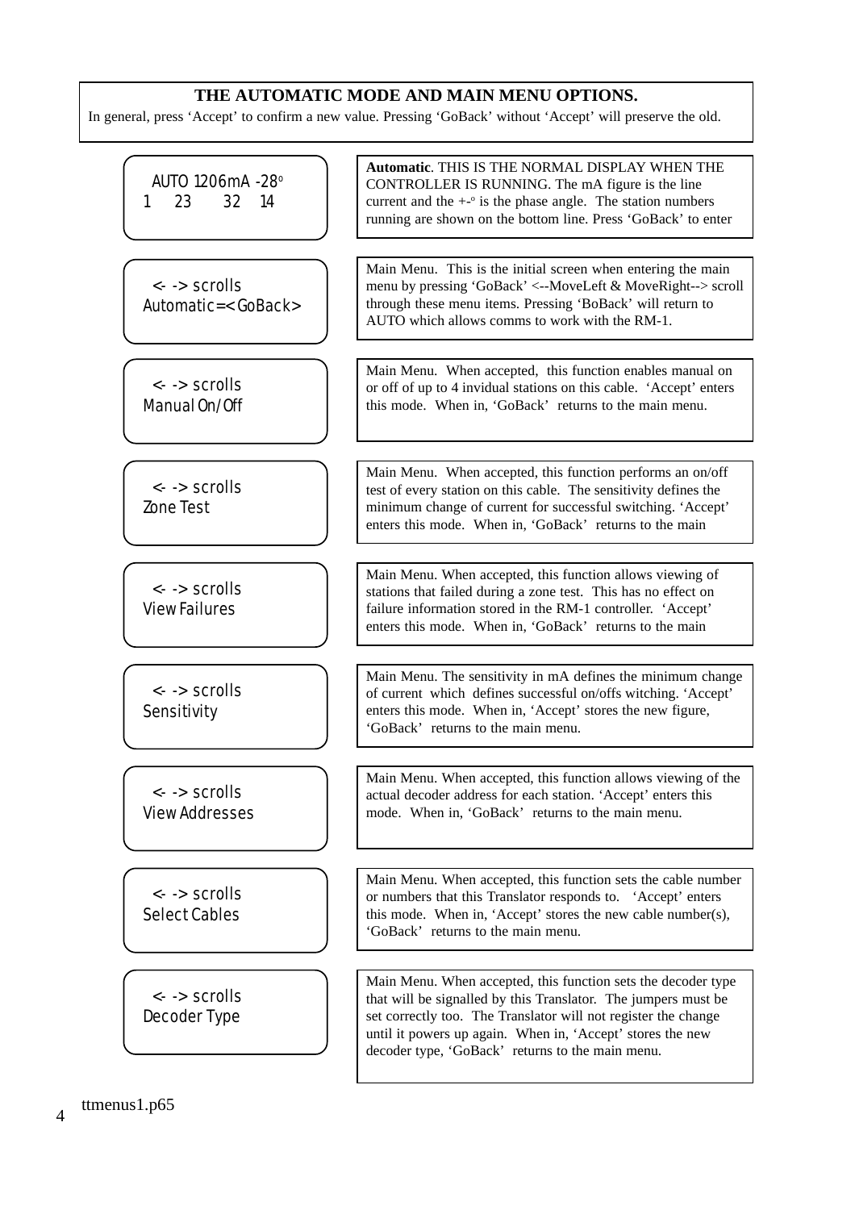## THE AUTOMATIC MODE AND MAIN MENU OPTIONS.

In general, press 'Accept' to confirm a new value. Pressing 'GoBack' without 'Accept' will preserve the old.

| Display | Description |
|---|---|
| AUTO 1206mA -28°<br>1 23 32 14 | **Automatic**. THIS IS THE NORMAL DISPLAY WHEN THE CONTROLLER IS RUNNING. The mA figure is the line current and the +-° is the phase angle. The station numbers running are shown on the bottom line. Press 'GoBack' to enter |
| <- -> scrolls<br>Automatic=<GoBack> | Main Menu. This is the initial screen when entering the main menu by pressing 'GoBack' <--MoveLeft & MoveRight--> scroll through these menu items. Pressing 'BoBack' will return to AUTO which allows comms to work with the RM-1. |
| <- -> scrolls<br>Manual On/Off | Main Menu. When accepted, this function enables manual on or off of up to 4 invidual stations on this cable. 'Accept' enters this mode. When in, 'GoBack' returns to the main menu. |
| <- -> scrolls<br>Zone Test | Main Menu. When accepted, this function performs an on/off test of every station on this cable. The sensitivity defines the minimum change of current for successful switching. 'Accept' enters this mode. When in, 'GoBack' returns to the main |
| <- -> scrolls<br>View Failures | Main Menu. When accepted, this function allows viewing of stations that failed during a zone test. This has no effect on failure information stored in the RM-1 controller. 'Accept' enters this mode. When in, 'GoBack' returns to the main |
| <- -> scrolls<br>Sensitivity | Main Menu. The sensitivity in mA defines the minimum change of current which defines successful on/offs witching. 'Accept' enters this mode. When in, 'Accept' stores the new figure, 'GoBack' returns to the main menu. |
| <- -> scrolls<br>View Addresses | Main Menu. When accepted, this function allows viewing of the actual decoder address for each station. 'Accept' enters this mode. When in, 'GoBack' returns to the main menu. |
| <- -> scrolls<br>Select Cables | Main Menu. When accepted, this function sets the cable number or numbers that this Translator responds to. 'Accept' enters this mode. When in, 'Accept' stores the new cable number(s), 'GoBack' returns to the main menu. |
| <- -> scrolls<br>Decoder Type | Main Menu. When accepted, this function sets the decoder type that will be signalled by this Translator. The jumpers must be set correctly too. The Translator will not register the change until it powers up again. When in, 'Accept' stores the new decoder type, 'GoBack' returns to the main menu. |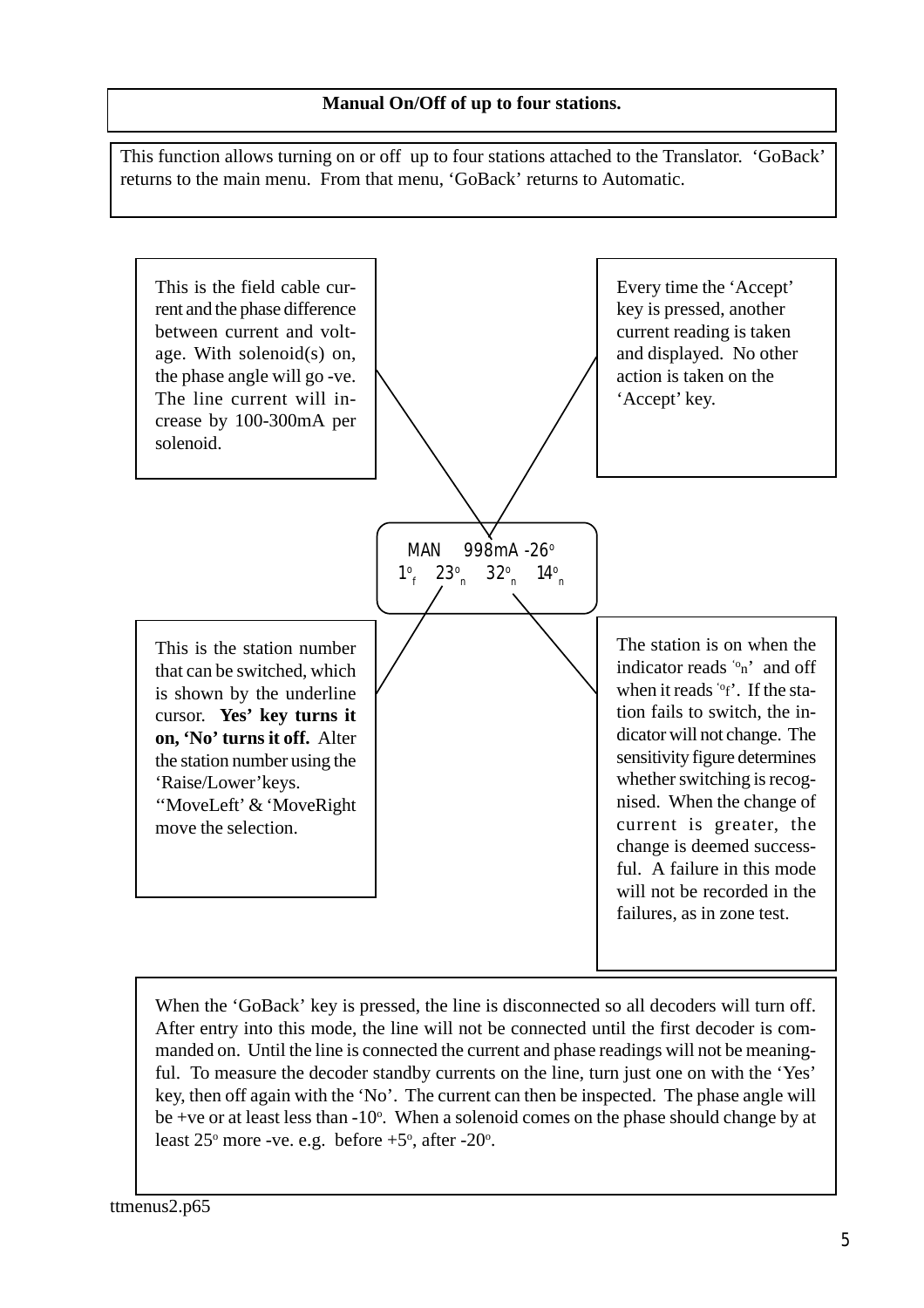## Manual On/Off of up to four stations.

This function allows turning on or off up to four stations attached to the Translator. 'GoBack' returns to the main menu. From that menu, 'GoBack' returns to Automatic.

This is the field cable current and the phase difference between current and voltage. With solenoid(s) on, the phase angle will go -ve. The line current will increase by 100-300mA per solenoid.

Every time the 'Accept' key is pressed, another current reading is taken and displayed. No other action is taken on the 'Accept' key.

```
MAN   998mA -26°
1°f  23°n  32°n  14°n
```

This is the station number that can be switched, which is shown by the underline cursor. **Yes' key turns it on, 'No' turns it off.** Alter the station number using the 'Raise/Lower' keys. ''MoveLeft' & 'MoveRight move the selection.

The station is on when the indicator reads '°n' and off when it reads '°f'. If the station fails to switch, the indicator will not change. The sensitivity figure determines whether switching is recognised. When the change of current is greater, the change is deemed successful. A failure in this mode will not be recorded in the failures, as in zone test.

When the 'GoBack' key is pressed, the line is disconnected so all decoders will turn off. After entry into this mode, the line will not be connected until the first decoder is commanded on. Until the line is connected the current and phase readings will not be meaningful. To measure the decoder standby currents on the line, turn just one on with the 'Yes' key, then off again with the 'No'. The current can then be inspected. The phase angle will be +ve or at least less than -10°. When a solenoid comes on the phase should change by at least 25° more -ve. e.g. before +5°, after -20°.

ttmenus2.p65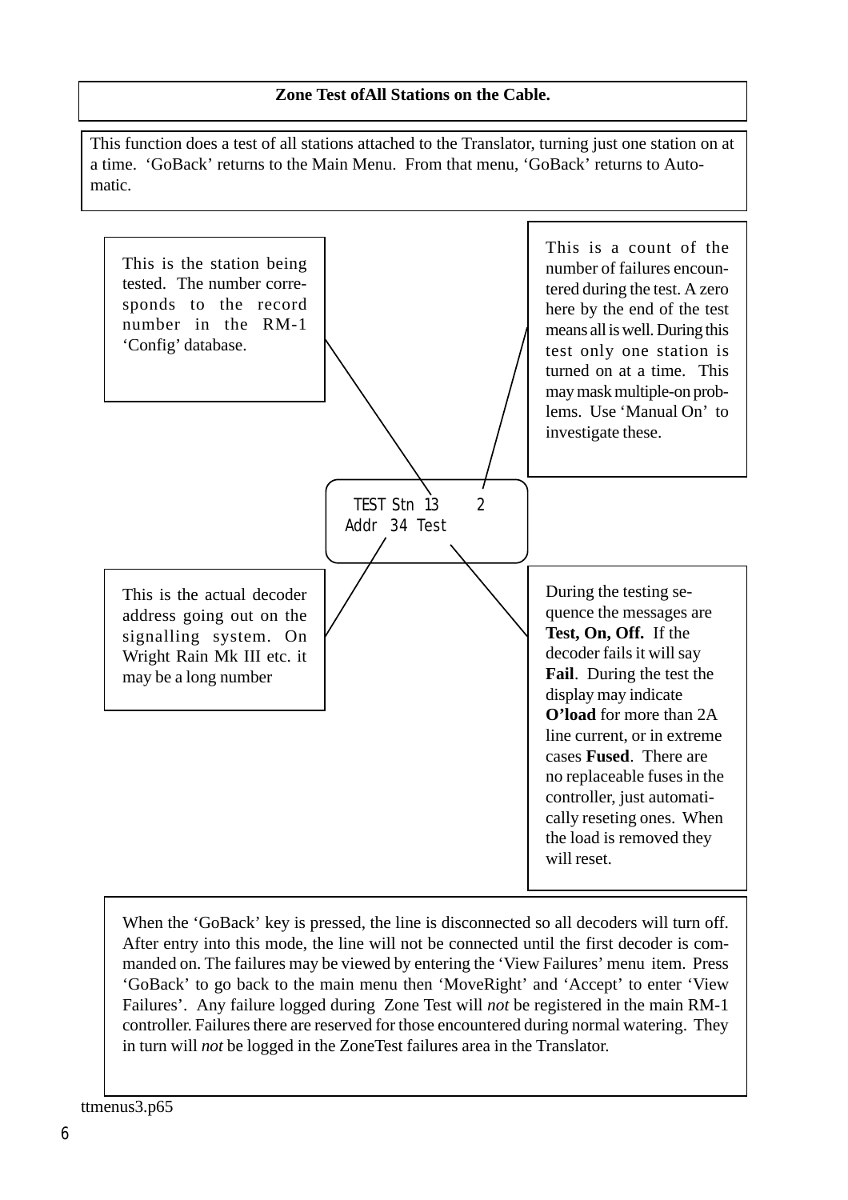## Zone Test ofAll Stations on the Cable.

This function does a test of all stations attached to the Translator, turning just one station on at a time. 'GoBack' returns to the Main Menu. From that menu, 'GoBack' returns to Automatic.

This is the station being tested. The number corresponds to the record number in the RM-1 'Config' database.

This is a count of the number of failures encountered during the test. A zero here by the end of the test means all is well. During this test only one station is turned on at a time. This may mask multiple-on problems. Use 'Manual On' to investigate these.

```
 TEST Stn 13     2
Addr  34 Test
```

This is the actual decoder address going out on the signalling system. On Wright Rain Mk III etc. it may be a long number

During the testing sequence the messages are **Test, On, Off.** If the decoder fails it will say **Fail**. During the test the display may indicate **O'load** for more than 2A line current, or in extreme cases **Fused**. There are no replaceable fuses in the controller, just automatically reseting ones. When the load is removed they will reset.

When the 'GoBack' key is pressed, the line is disconnected so all decoders will turn off. After entry into this mode, the line will not be connected until the first decoder is commanded on. The failures may be viewed by entering the 'View Failures' menu item. Press 'GoBack' to go back to the main menu then 'MoveRight' and 'Accept' to enter 'View Failures'. Any failure logged during Zone Test will *not* be registered in the main RM-1 controller. Failures there are reserved for those encountered during normal watering. They in turn will *not* be logged in the ZoneTest failures area in the Translator.

ttmenus3.p65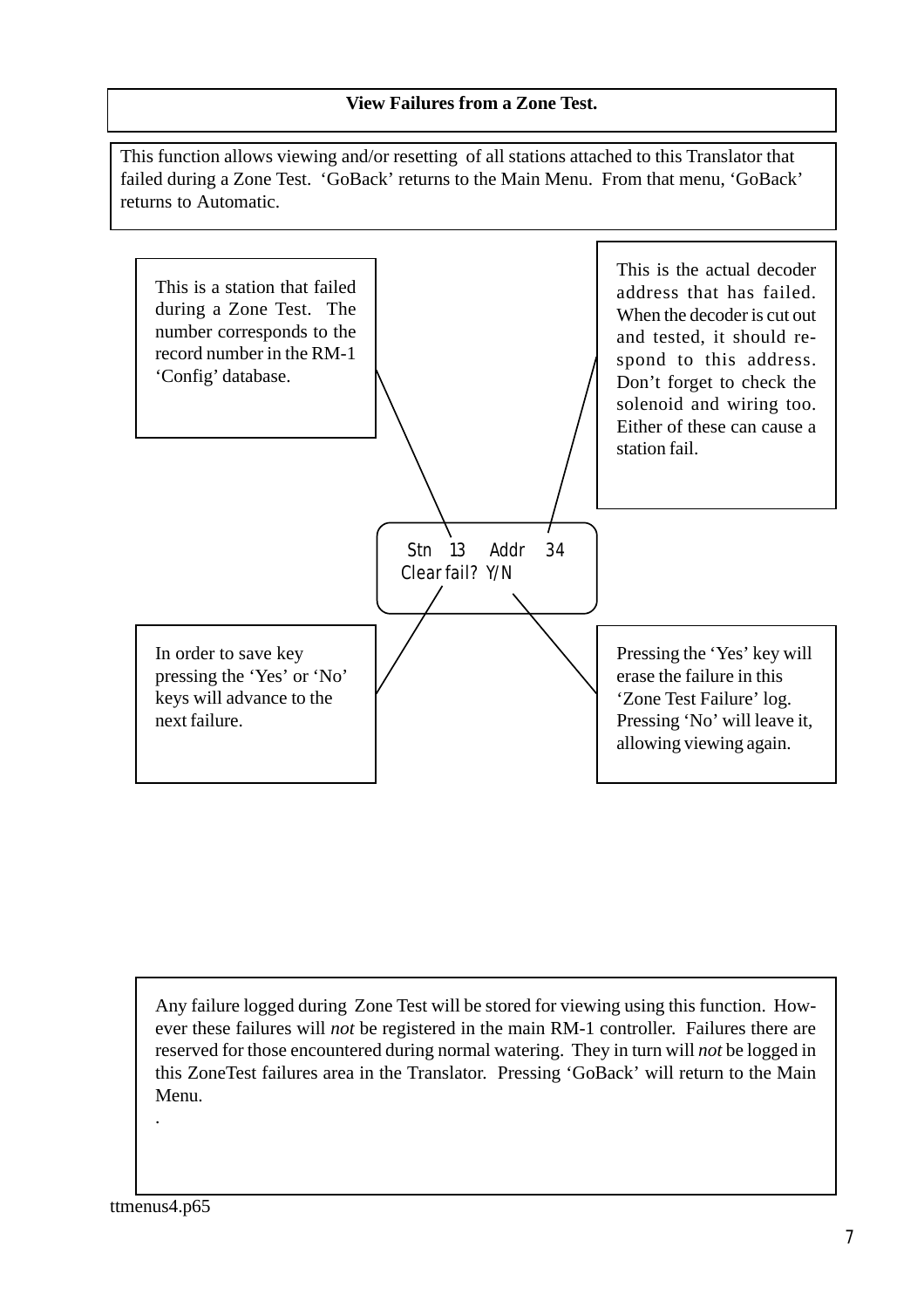## View Failures from a Zone Test.

This function allows viewing and/or resetting of all stations attached to this Translator that failed during a Zone Test. 'GoBack' returns to the Main Menu. From that menu, 'GoBack' returns to Automatic.

This is a station that failed during a Zone Test. The number corresponds to the record number in the RM-1 'Config' database.

This is the actual decoder address that has failed. When the decoder is cut out and tested, it should respond to this address. Don't forget to check the solenoid and wiring too. Either of these can cause a station fail.

```
Stn 13   Addr 34
Clear fail? Y/N
```

In order to save key pressing the 'Yes' or 'No' keys will advance to the next failure.

Pressing the 'Yes' key will erase the failure in this 'Zone Test Failure' log. Pressing 'No' will leave it, allowing viewing again.

Any failure logged during Zone Test will be stored for viewing using this function. However these failures will *not* be registered in the main RM-1 controller. Failures there are reserved for those encountered during normal watering. They in turn will *not* be logged in this ZoneTest failures area in the Translator. Pressing 'GoBack' will return to the Main Menu.

.

ttmenus4.p65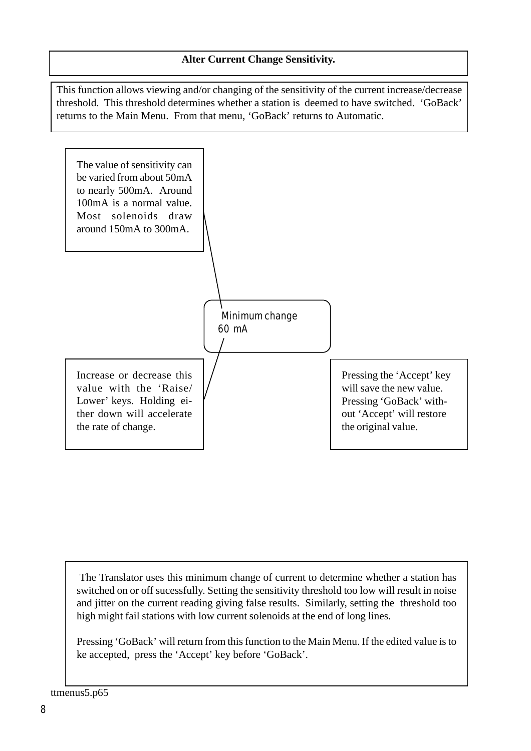## Alter Current Change Sensitivity.

This function allows viewing and/or changing of the sensitivity of the current increase/decrease threshold. This threshold determines whether a station is deemed to have switched. 'GoBack' returns to the Main Menu. From that menu, 'GoBack' returns to Automatic.

The value of sensitivity can be varied from about 50mA to nearly 500mA. Around 100mA is a normal value. Most solenoids draw around 150mA to 300mA.

```
Minimum change
60 mA
```

Increase or decrease this value with the 'Raise/ Lower' keys. Holding either down will accelerate the rate of change.

Pressing the 'Accept' key will save the new value. Pressing 'GoBack' without 'Accept' will restore the original value.

The Translator uses this minimum change of current to determine whether a station has switched on or off sucessfully. Setting the sensitivity threshold too low will result in noise and jitter on the current reading giving false results. Similarly, setting the threshold too high might fail stations with low current solenoids at the end of long lines.

Pressing 'GoBack' will return from this function to the Main Menu. If the edited value is to ke accepted, press the 'Accept' key before 'GoBack'.

ttmenus5.p65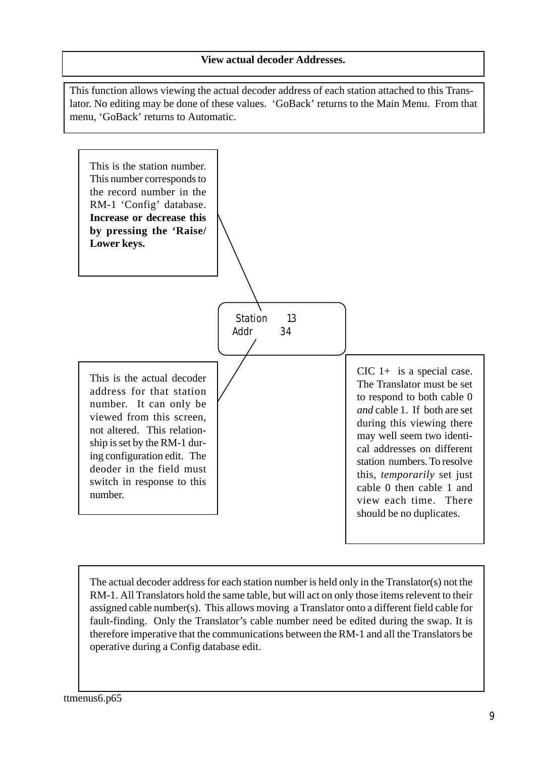## View actual decoder Addresses.

This function allows viewing the actual decoder address of each station attached to this Translator. No editing may be done of these values. 'GoBack' returns to the Main Menu. From that menu, 'GoBack' returns to Automatic.

This is the station number. This number corresponds to the record number in the RM-1 'Config' database. **Increase or decrease this by pressing the 'Raise/ Lower keys.**

```
Station    13
Addr      34
```

This is the actual decoder address for that station number. It can only be viewed from this screen, not altered. This relationship is set by the RM-1 during configuration edit. The deoder in the field must switch in response to this number.

CIC 1+ is a special case. The Translator must be set to respond to both cable 0 *and* cable 1. If both are set during this viewing there may well seem two identical addresses on different station numbers. To resolve this, *temporarily* set just cable 0 then cable 1 and view each time. There should be no duplicates.

The actual decoder address for each station number is held only in the Translator(s) not the RM-1. All Translators hold the same table, but will act on only those items relevent to their assigned cable number(s). This allows moving a Translator onto a different field cable for fault-finding. Only the Translator's cable number need be edited during the swap. It is therefore imperative that the communications between the RM-1 and all the Translators be operative during a Config database edit.

ttmenus6.p65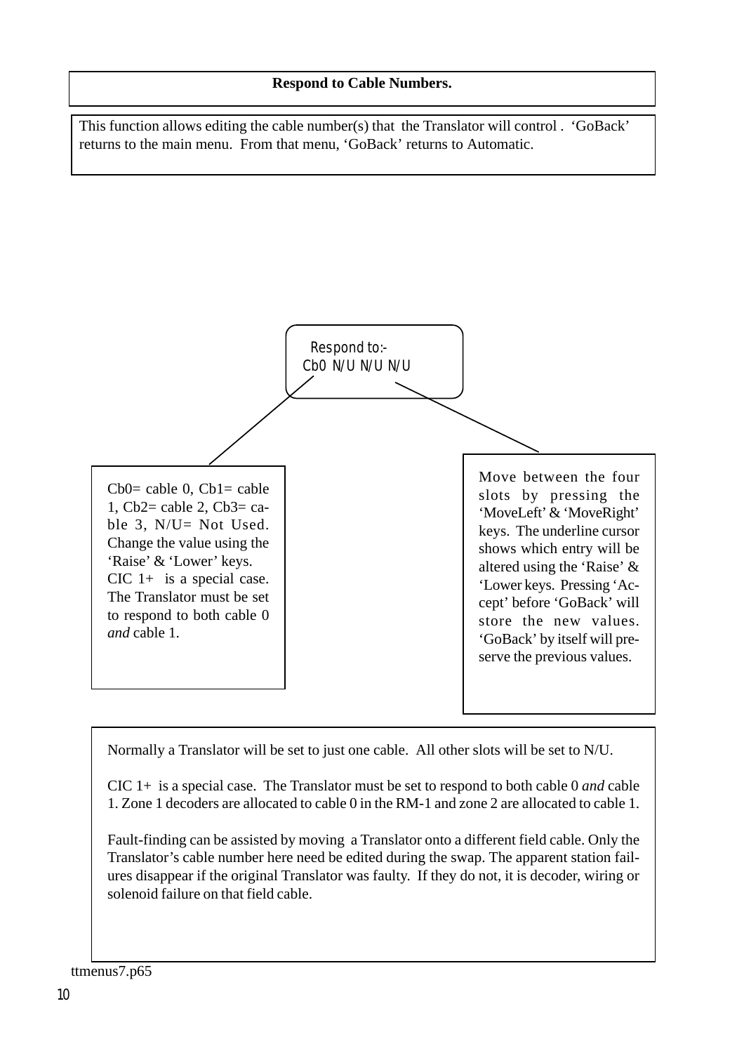## Respond to Cable Numbers.

This function allows editing the cable number(s) that the Translator will control . 'GoBack' returns to the main menu. From that menu, 'GoBack' returns to Automatic.

```
Respond to:-
Cb0 N/U N/U N/U
```

Cb0= cable 0, Cb1= cable 1, Cb2= cable 2, Cb3= cable 3, N/U= Not Used. Change the value using the 'Raise' & 'Lower' keys. CIC 1+ is a special case. The Translator must be set to respond to both cable 0 *and* cable 1.

Move between the four slots by pressing the 'MoveLeft' & 'MoveRight' keys. The underline cursor shows which entry will be altered using the 'Raise' & 'Lower keys. Pressing 'Accept' before 'GoBack' will store the new values. 'GoBack' by itself will preserve the previous values.

Normally a Translator will be set to just one cable. All other slots will be set to N/U.

CIC 1+ is a special case. The Translator must be set to respond to both cable 0 *and* cable 1. Zone 1 decoders are allocated to cable 0 in the RM-1 and zone 2 are allocated to cable 1.

Fault-finding can be assisted by moving a Translator onto a different field cable. Only the Translator's cable number here need be edited during the swap. The apparent station failures disappear if the original Translator was faulty. If they do not, it is decoder, wiring or solenoid failure on that field cable.

ttmenus7.p65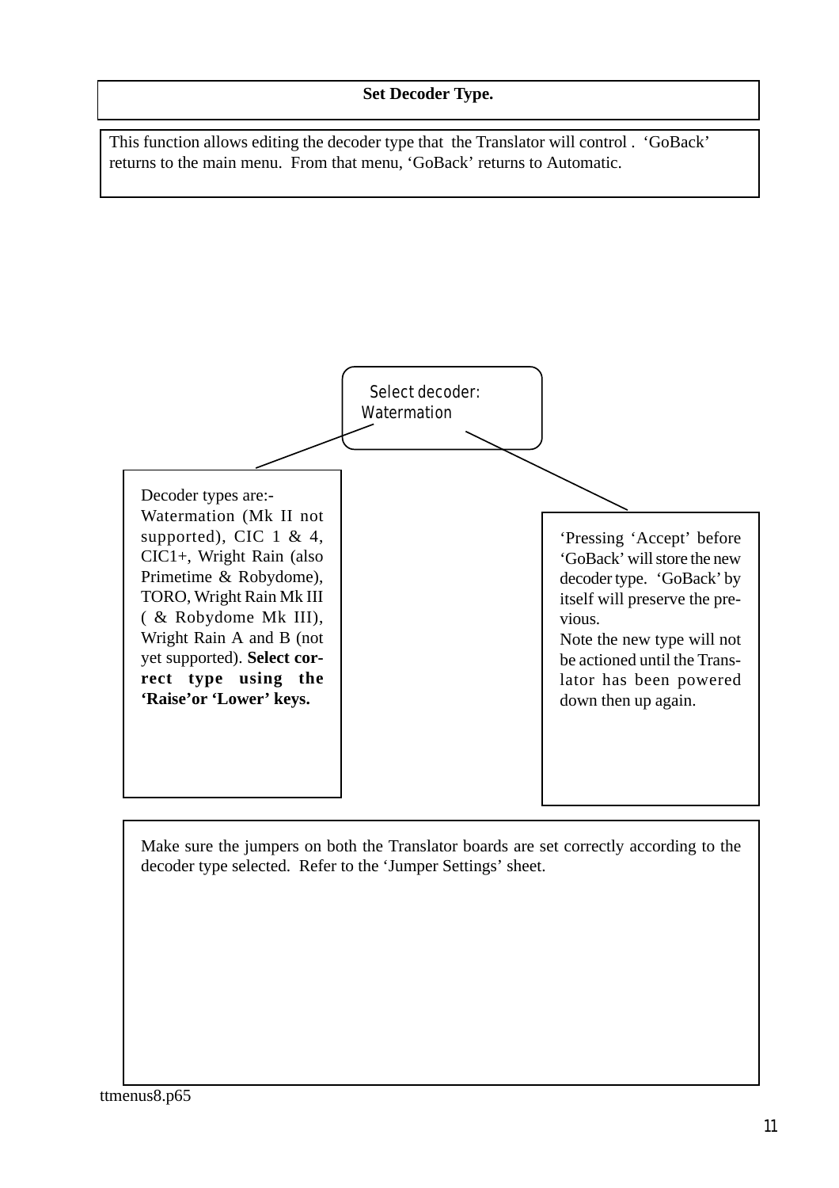## Set Decoder Type.

This function allows editing the decoder type that the Translator will control . 'GoBack' returns to the main menu. From that menu, 'GoBack' returns to Automatic.

Select decoder:
Watermation

Decoder types are:-
Watermation (Mk II not supported), CIC 1 & 4, CIC1+, Wright Rain (also Primetime & Robydome), TORO, Wright Rain Mk III ( & Robydome Mk III), Wright Rain A and B (not yet supported). **Select correct type using the 'Raise'or 'Lower' keys.**

'Pressing 'Accept' before 'GoBack' will store the new decoder type. 'GoBack' by itself will preserve the previous.
Note the new type will not be actioned until the Translator has been powered down then up again.

Make sure the jumpers on both the Translator boards are set correctly according to the decoder type selected. Refer to the 'Jumper Settings' sheet.

ttmenus8.p65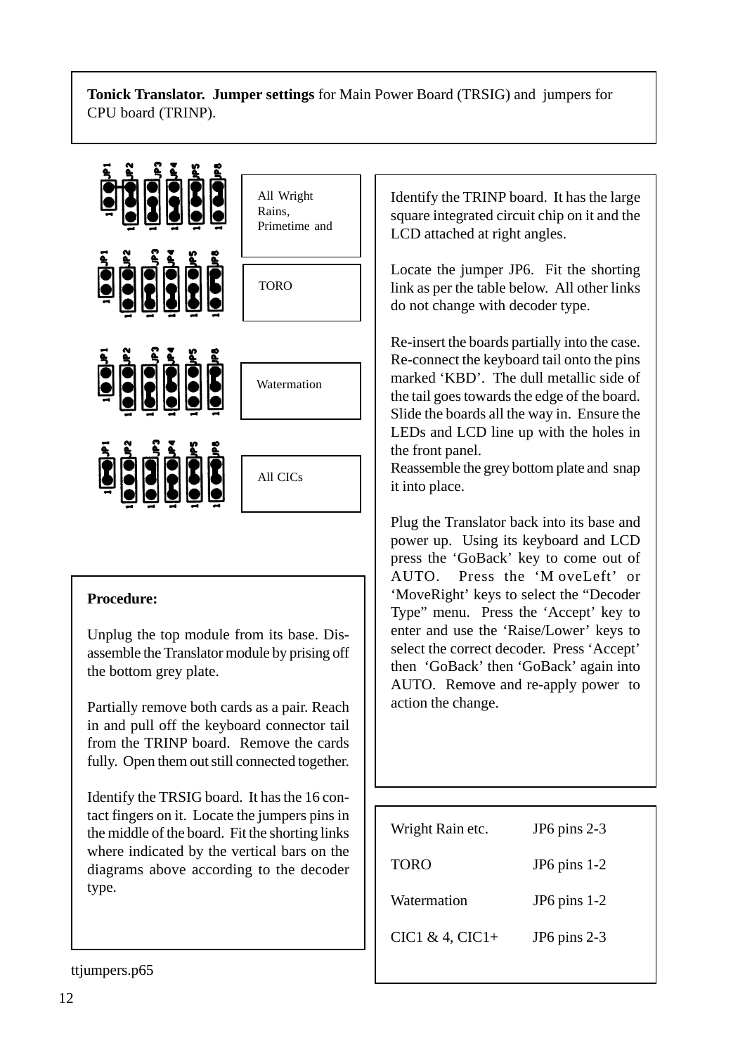**Tonick Translator. Jumper settings** for Main Power Board (TRSIG) and jumpers for CPU board (TRINP).

All Wright Rains, Primetime and

TORO

Watermation

All CICs

Identify the TRINP board. It has the large square integrated circuit chip on it and the LCD attached at right angles.

Locate the jumper JP6. Fit the shorting link as per the table below. All other links do not change with decoder type.

Re-insert the boards partially into the case. Re-connect the keyboard tail onto the pins marked 'KBD'. The dull metallic side of the tail goes towards the edge of the board. Slide the boards all the way in. Ensure the LEDs and LCD line up with the holes in the front panel.
Reassemble the grey bottom plate and snap it into place.

Plug the Translator back into its base and power up. Using its keyboard and LCD press the 'GoBack' key to come out of AUTO. Press the 'MoveLeft' or 'MoveRight' keys to select the "Decoder Type" menu. Press the 'Accept' key to enter and use the 'Raise/Lower' keys to select the correct decoder. Press 'Accept' then 'GoBack' then 'GoBack' again into AUTO. Remove and re-apply power to action the change.

**Procedure:**

Unplug the top module from its base. Disassemble the Translator module by prising off the bottom grey plate.

Partially remove both cards as a pair. Reach in and pull off the keyboard connector tail from the TRINP board. Remove the cards fully. Open them out still connected together.

Identify the TRSIG board. It has the 16 contact fingers on it. Locate the jumpers pins in the middle of the board. Fit the shorting links where indicated by the vertical bars on the diagrams above according to the decoder type.

| Decoder | JP6 |
|---|---|
| Wright Rain etc. | JP6 pins 2-3 |
| TORO | JP6 pins 1-2 |
| Watermation | JP6 pins 1-2 |
| CIC1 & 4, CIC1+ | JP6 pins 2-3 |

ttjumpers.p65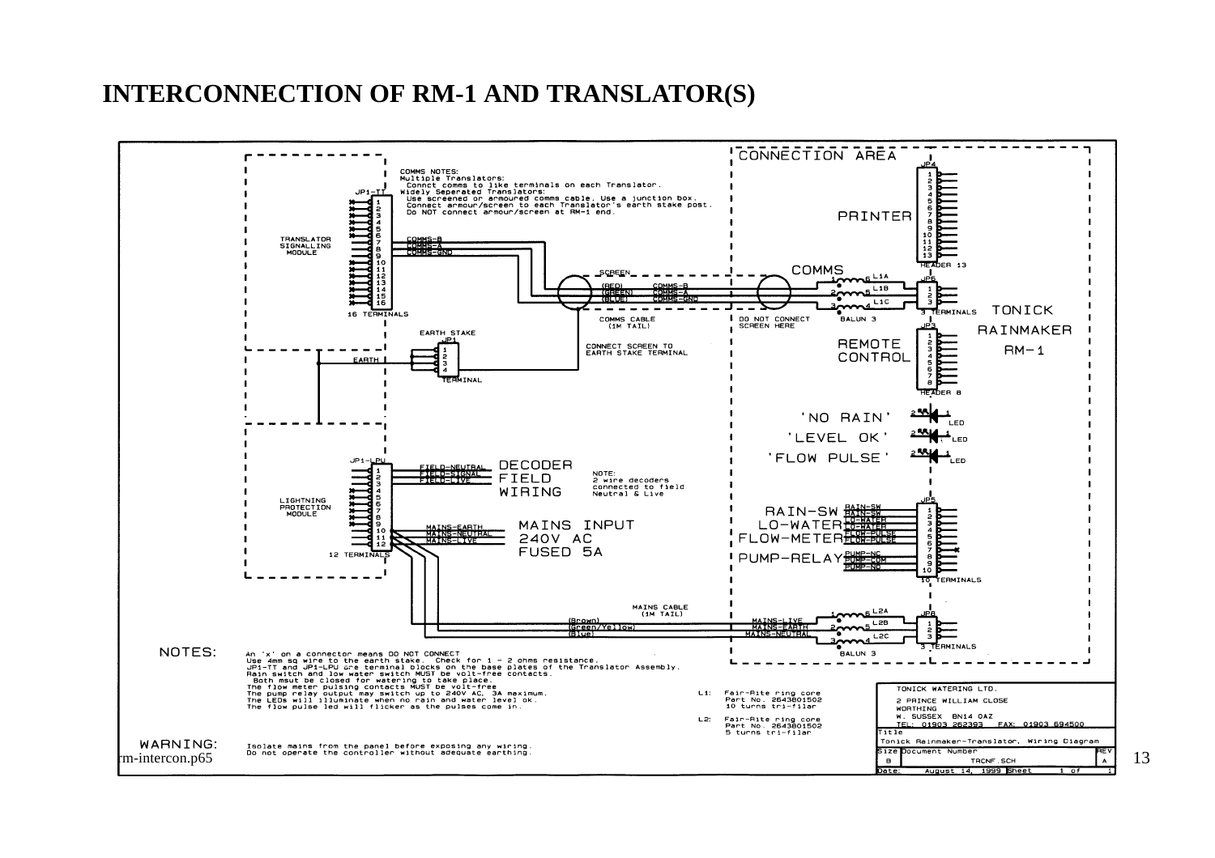# INTERCONNECTION OF RM-1 AND TRANSLATOR(S)

CONNECTION AREA

COMMS NOTES:
Multiple Translators:
 Connct comms to like terminals on each Translator.
Widely Seperated Translators:
 Use screened or armoured comms cable. Use a junction box.
 Connect armour/screen to each Translator's earth stake post.
 Do NOT connect armour/screen at RM-1 end.

TRANSLATOR SIGNALLING MODULE — JP1-TT, 16 TERMINALS: COMMS-B, COMMS-A, COMMS-GND

SCREEN — (RED) COMMS-B, (GREEN) COMMS-A, (BLUE) COMMS-GND

COMMS CABLE (1M TAIL)

DO NOT CONNECT SCREEN HERE

COMMS — L1A, L1B, L1C — BALUN 3 — JP6, 3 TERMINALS

PRINTER — JP4, HEADER 13

EARTH STAKE JP1 TERMINAL — EARTH

CONNECT SCREEN TO EARTH STAKE TERMINAL

REMOTE CONTROL — JP3, HEADER 8

TONICK RAINMAKER RM-1

'NO RAIN' LED
'LEVEL OK' LED
'FLOW PULSE' LED

LIGHTNING PROTECTION MODULE — JP1-LPU, 12 TERMINALS

FIELD-NEUTRAL, FIELD-SIGNAL, FIELD-LIVE — DECODER FIELD WIRING

NOTE: 2 wire decoders connected to field Neutral & Live

MAINS-EARTH, MAINS-NEUTRAL, MAINS-LIVE — MAINS INPUT 240V AC FUSED 5A

JP5, 10 TERMINALS:
RAIN-SW — RAIN-SW, RAIN-SW
LO-WATER — LO-WATER, LO-WATER
FLOW-METER — FLOW-PULSE, FLOW-PULSE
PUMP-RELAY — PUMP-NC, PUMP-COM, PUMP-NO

MAINS CABLE (1M TAIL) — (Brown) MAINS-LIVE, (Green/Yellow) MAINS-EARTH, (Blue) MAINS-NEUTRAL — L2A, L2B, L2C — BALUN 3 — JP8, 3 TERMINALS

NOTES:
An 'x' on a connector means DO NOT CONNECT
Use 4mm sq wire to the earth stake. Check for 1 - 2 ohms resistance.
JP1-TT and JP1-LPU are terminal blocks on the base plates of the Translator Assembly.
Rain switch and low water switch MUST be volt-free contacts.
 Both msut be closed for watering to take place.
The flow meter pulsing contacts MUST be volt-free
The pump relay output may switch up to 240V AC, 3A maximum.
The LEDs will illuminate when no rain and water level ok.
The flow pulse led will flicker as the pulses come in.

L1: Fair-Rite ring core Part No. 2643801502 10 turns tri-filar
L2: Fair-Rite ring core Part No. 2643801502 5 turns tri-filar

WARNING:
Isolate mains from the panel before exposing any wiring.
Do not operate the controller without adequate earthing.

| TONICK WATERING LTD. 2 PRINCE WILLIAM CLOSE WORTHING W. SUSSEX BN14 0AZ TEL: 01903 262393 FAX: 01903 694500 | | |
|---|---|---|
| Title: Tonick Rainmaker-Translator, Wiring Diagram | | |
| Size: B | Document Number: TRCNF.SCH | REV: A |
| Date: August 14, 1999 | Sheet 1 of 1 | |

rm-intercon.p65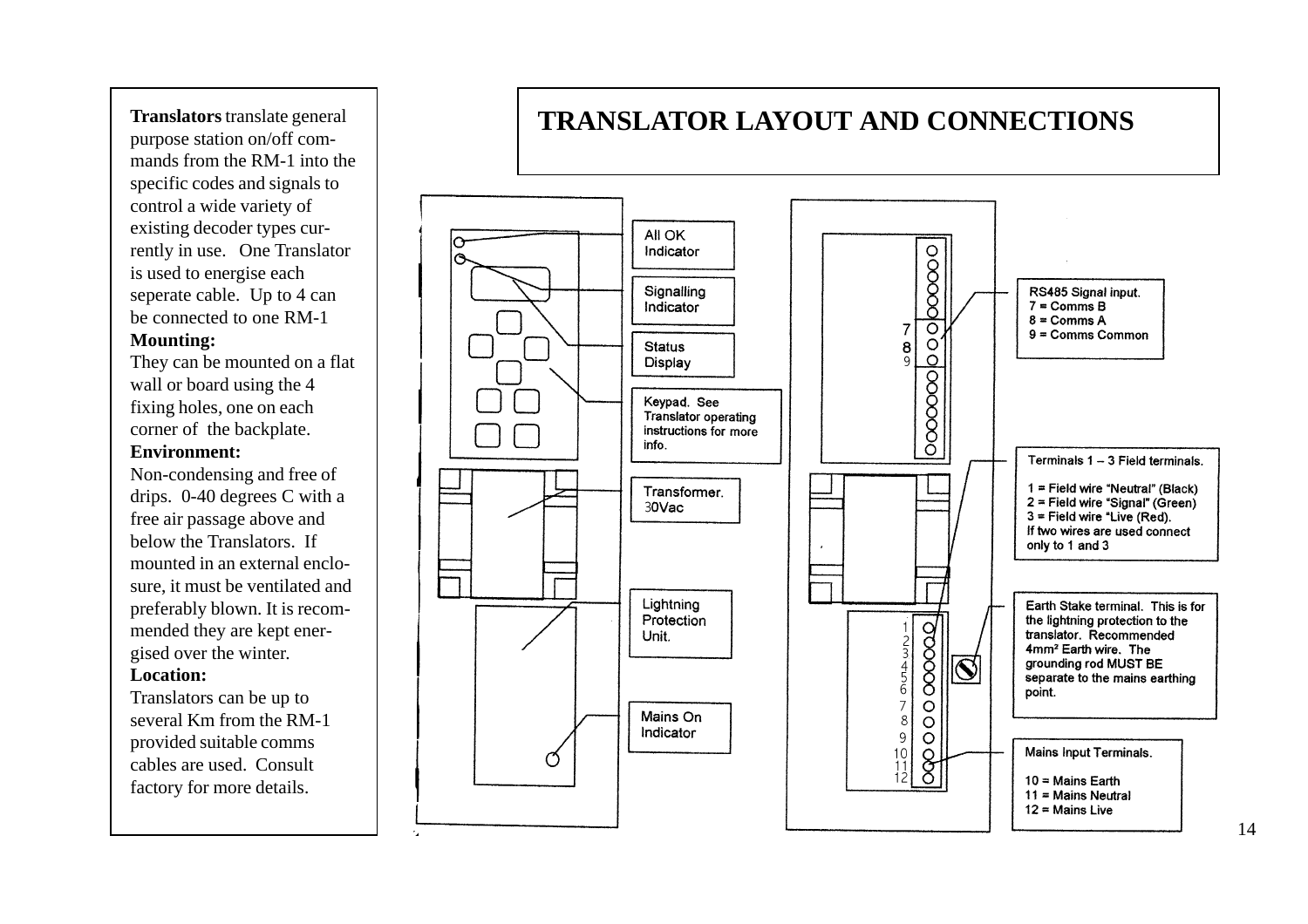**Translators** translate general purpose station on/off commands from the RM-1 into the specific codes and signals to control a wide variety of existing decoder types currently in use. One Translator is used to energise each seperate cable. Up to 4 can be connected to one RM-1

**Mounting:**

They can be mounted on a flat wall or board using the 4 fixing holes, one on each corner of the backplate.

**Environment:**

Non-condensing and free of drips. 0-40 degrees C with a free air passage above and below the Translators. If mounted in an external enclosure, it must be ventilated and preferably blown. It is recommended they are kept energised over the winter.

**Location:**

Translators can be up to several Km from the RM-1 provided suitable comms cables are used. Consult factory for more details.

# TRANSLATOR LAYOUT AND CONNECTIONS

All OK Indicator

Signalling Indicator

Status Display

Keypad. See Translator operating instructions for more info.

Transformer. 30Vac

Lightning Protection Unit.

Mains On Indicator

7
8
9

RS485 Signal input.
7 = Comms B
8 = Comms A
9 = Comms Common

Terminals 1 – 3 Field terminals.

1 = Field wire "Neutral" (Black)
2 = Field wire "Signal" (Green)
3 = Field wire "Live (Red).
If two wires are used connect only to 1 and 3

1
2
3
4
5
6
7
8
9
10
11
12

Earth Stake terminal. This is for the lightning protection to the translator. Recommended $4mm^2$ Earth wire. The grounding rod MUST BE separate to the mains earthing point.

Mains Input Terminals.

10 = Mains Earth
11 = Mains Neutral
12 = Mains Live